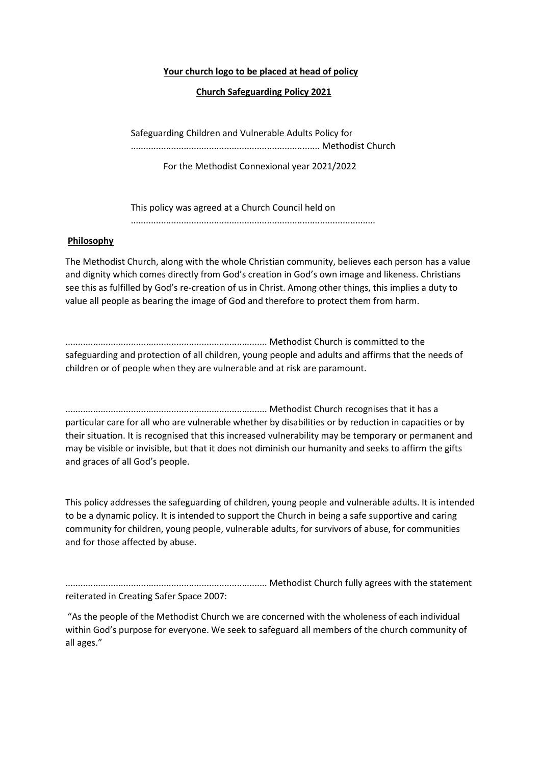**Your church logo to be placed at head of policy**

**Church Safeguarding Policy 2021**

Safeguarding Children and Vulnerable Adults Policy for .......................................................................... Methodist Church

For the Methodist Connexional year 2021/2022

This policy was agreed at a Church Council held on ...............................................................................................

## Philosophy

The Methodist Church, along with the whole Christian community, believes each person has a value and dignity which comes directly from God's creation in God's own image and likeness. Christians see this as fulfilled by God's re-creation of us in Christ. Among other things, this implies a duty to value all people as bearing the image of God and therefore to protect them from harm.

.............................................................................. Methodist Church is committed to the safeguarding and protection of all children, young people and adults and affirms that the needs of children or of people when they are vulnerable and at risk are paramount.

.............................................................................. Methodist Church recognises that it has a particular care for all who are vulnerable whether by disabilities or by reduction in capacities or by their situation. It is recognised that this increased vulnerability may be temporary or permanent and may be visible or invisible, but that it does not diminish our humanity and seeks to affirm the gifts and graces of all God's people.

This policy addresses the safeguarding of children, young people and vulnerable adults. It is intended to be a dynamic policy. It is intended to support the Church in being a safe supportive and caring community for children, young people, vulnerable adults, for survivors of abuse, for communities and for those affected by abuse.

.............................................................................. Methodist Church fully agrees with the statement reiterated in Creating Safer Space 2007:

"As the people of the Methodist Church we are concerned with the wholeness of each individual within God's purpose for everyone. We seek to safeguard all members of the church community of all ages."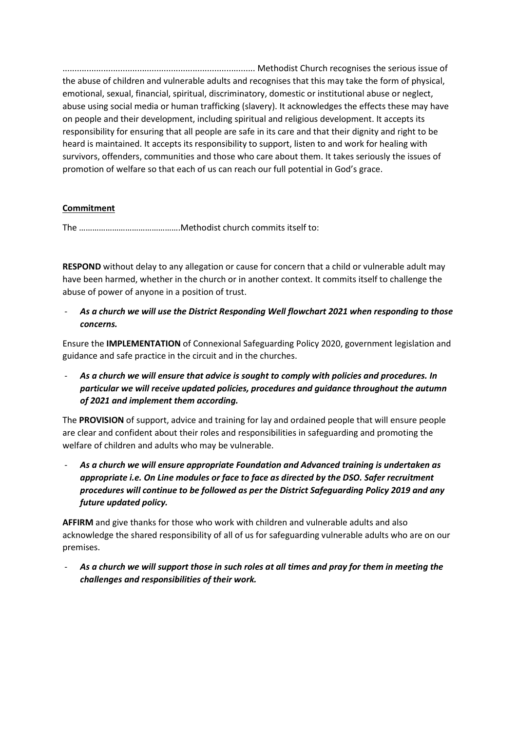.............................................................................. Methodist Church recognises the serious issue of the abuse of children and vulnerable adults and recognises that this may take the form of physical, emotional, sexual, financial, spiritual, discriminatory, domestic or institutional abuse or neglect, abuse using social media or human trafficking (slavery). It acknowledges the effects these may have on people and their development, including spiritual and religious development. It accepts its responsibility for ensuring that all people are safe in its care and that their dignity and right to be heard is maintained. It accepts its responsibility to support, listen to and work for healing with survivors, offenders, communities and those who care about them. It takes seriously the issues of promotion of welfare so that each of us can reach our full potential in God's grace.

**Commitment**

The ……………………………………….Methodist church commits itself to:

**RESPOND** without delay to any allegation or cause for concern that a child or vulnerable adult may have been harmed, whether in the church or in another context. It commits itself to challenge the abuse of power of anyone in a position of trust.

- ***As a church we will use the District Responding Well flowchart 2021 when responding to those concerns.***

Ensure the **IMPLEMENTATION** of Connexional Safeguarding Policy 2020, government legislation and guidance and safe practice in the circuit and in the churches.

- ***As a church we will ensure that advice is sought to comply with policies and procedures. In particular we will receive updated policies, procedures and guidance throughout the autumn of 2021 and implement them according.***

The **PROVISION** of support, advice and training for lay and ordained people that will ensure people are clear and confident about their roles and responsibilities in safeguarding and promoting the welfare of children and adults who may be vulnerable.

- ***As a church we will ensure appropriate Foundation and Advanced training is undertaken as appropriate i.e. On Line modules or face to face as directed by the DSO. Safer recruitment procedures will continue to be followed as per the District Safeguarding Policy 2019 and any future updated policy.***

**AFFIRM** and give thanks for those who work with children and vulnerable adults and also acknowledge the shared responsibility of all of us for safeguarding vulnerable adults who are on our premises.

- ***As a church we will support those in such roles at all times and pray for them in meeting the challenges and responsibilities of their work.***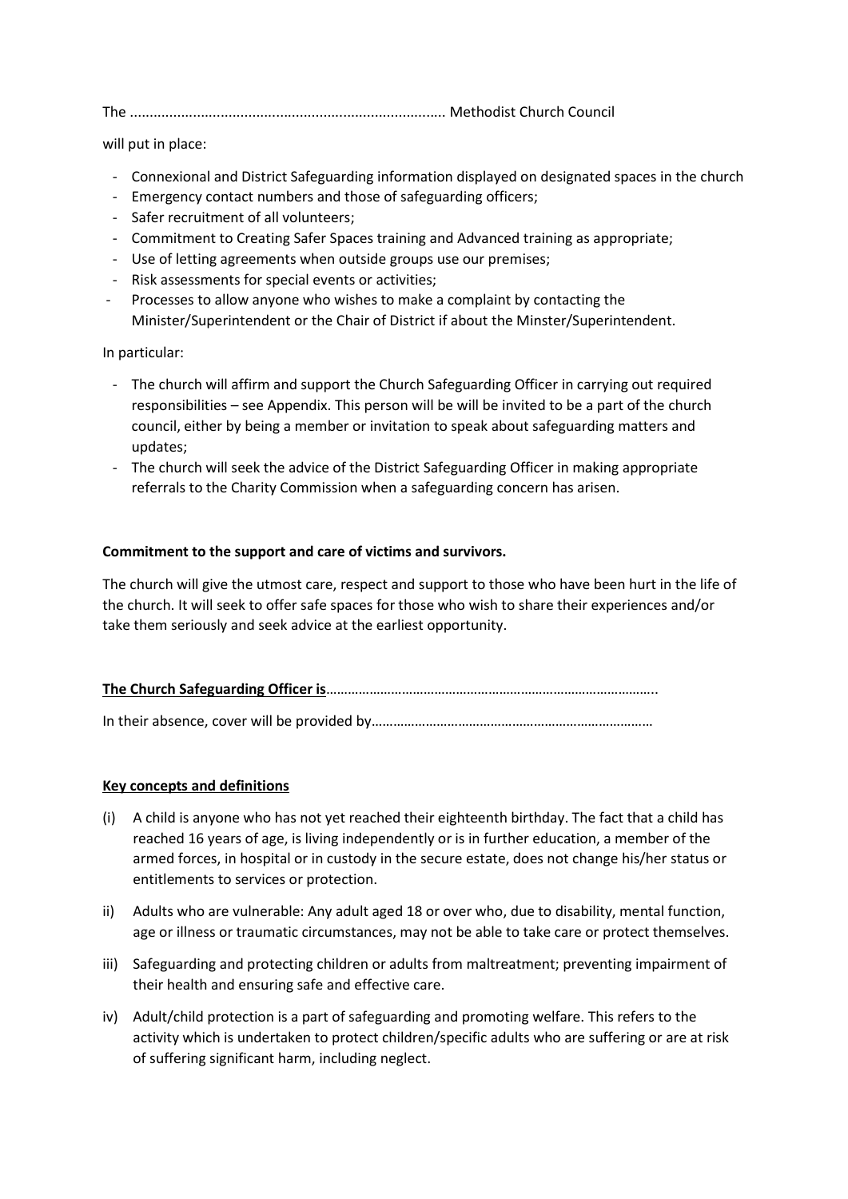The ................................................................................ Methodist Church Council

will put in place:

- Connexional and District Safeguarding information displayed on designated spaces in the church
- Emergency contact numbers and those of safeguarding officers;
- Safer recruitment of all volunteers;
- Commitment to Creating Safer Spaces training and Advanced training as appropriate;
- Use of letting agreements when outside groups use our premises;
- Risk assessments for special events or activities;
- Processes to allow anyone who wishes to make a complaint by contacting the Minister/Superintendent or the Chair of District if about the Minster/Superintendent.

In particular:

- The church will affirm and support the Church Safeguarding Officer in carrying out required responsibilities – see Appendix. This person will be will be invited to be a part of the church council, either by being a member or invitation to speak about safeguarding matters and updates;
- The church will seek the advice of the District Safeguarding Officer in making appropriate referrals to the Charity Commission when a safeguarding concern has arisen.

**Commitment to the support and care of victims and survivors.**

The church will give the utmost care, respect and support to those who have been hurt in the life of the church. It will seek to offer safe spaces for those who wish to share their experiences and/or take them seriously and seek advice at the earliest opportunity.

**The Church Safeguarding Officer is**……………………………………………………………………………..

In their absence, cover will be provided by…………………………………………………………………

**Key concepts and definitions**

(i) A child is anyone who has not yet reached their eighteenth birthday. The fact that a child has reached 16 years of age, is living independently or is in further education, a member of the armed forces, in hospital or in custody in the secure estate, does not change his/her status or entitlements to services or protection.

ii) Adults who are vulnerable: Any adult aged 18 or over who, due to disability, mental function, age or illness or traumatic circumstances, may not be able to take care or protect themselves.

iii) Safeguarding and protecting children or adults from maltreatment; preventing impairment of their health and ensuring safe and effective care.

iv) Adult/child protection is a part of safeguarding and promoting welfare. This refers to the activity which is undertaken to protect children/specific adults who are suffering or are at risk of suffering significant harm, including neglect.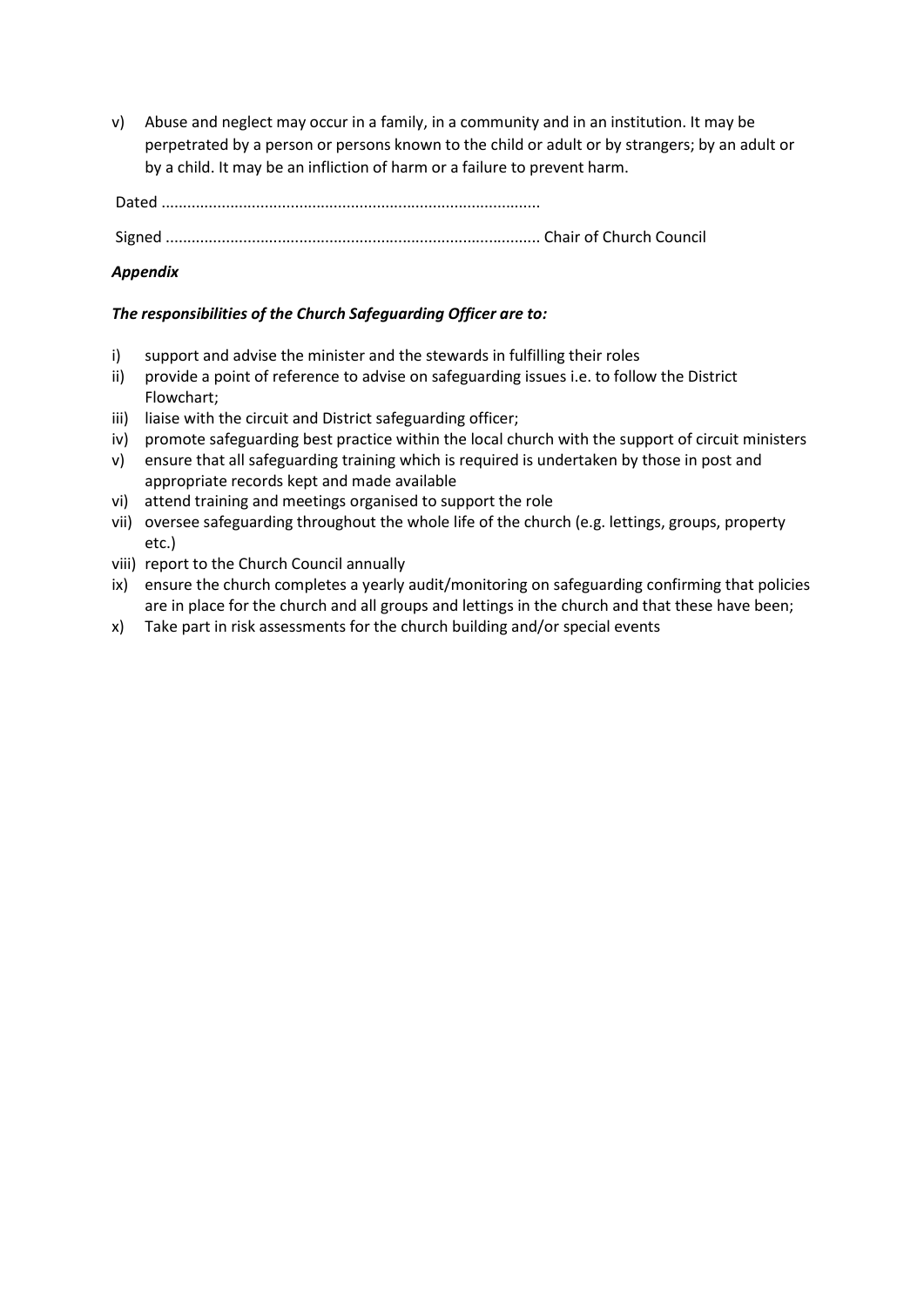v) Abuse and neglect may occur in a family, in a community and in an institution. It may be perpetrated by a person or persons known to the child or adult or by strangers; by an adult or by a child. It may be an infliction of harm or a failure to prevent harm.

Dated .......................................................................................

Signed ...................................................................................... Chair of Church Council

***Appendix***

***The responsibilities of the Church Safeguarding Officer are to:***

i) support and advise the minister and the stewards in fulfilling their roles
ii) provide a point of reference to advise on safeguarding issues i.e. to follow the District Flowchart;
iii) liaise with the circuit and District safeguarding officer;
iv) promote safeguarding best practice within the local church with the support of circuit ministers
v) ensure that all safeguarding training which is required is undertaken by those in post and appropriate records kept and made available
vi) attend training and meetings organised to support the role
vii) oversee safeguarding throughout the whole life of the church (e.g. lettings, groups, property etc.)
viii) report to the Church Council annually
ix) ensure the church completes a yearly audit/monitoring on safeguarding confirming that policies are in place for the church and all groups and lettings in the church and that these have been;
x) Take part in risk assessments for the church building and/or special events